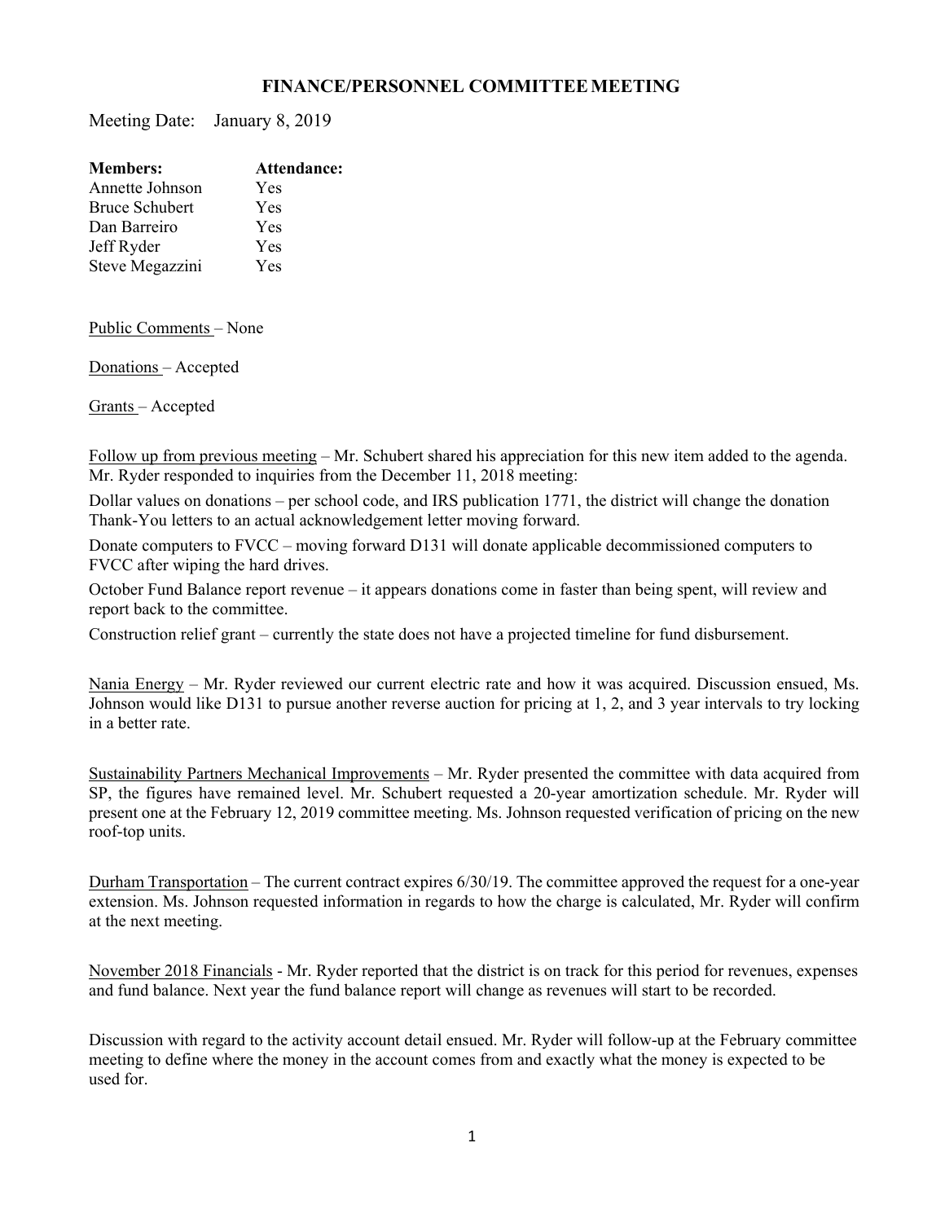# FINANCE/PERSONNEL COMMITTEE MEETING

Meeting Date: January 8, 2019

| Members: | Attendance: |
|---|---|
| Annette Johnson | Yes |
| Bruce Schubert | Yes |
| Dan Barreiro | Yes |
| Jeff Ryder | Yes |
| Steve Megazzini | Yes |

Public Comments – None

Donations – Accepted

Grants – Accepted

Follow up from previous meeting – Mr. Schubert shared his appreciation for this new item added to the agenda. Mr. Ryder responded to inquiries from the December 11, 2018 meeting:

Dollar values on donations – per school code, and IRS publication 1771, the district will change the donation Thank-You letters to an actual acknowledgement letter moving forward.

Donate computers to FVCC – moving forward D131 will donate applicable decommissioned computers to FVCC after wiping the hard drives.

October Fund Balance report revenue – it appears donations come in faster than being spent, will review and report back to the committee.

Construction relief grant – currently the state does not have a projected timeline for fund disbursement.

Nania Energy – Mr. Ryder reviewed our current electric rate and how it was acquired. Discussion ensued, Ms. Johnson would like D131 to pursue another reverse auction for pricing at 1, 2, and 3 year intervals to try locking in a better rate.

Sustainability Partners Mechanical Improvements – Mr. Ryder presented the committee with data acquired from SP, the figures have remained level. Mr. Schubert requested a 20-year amortization schedule. Mr. Ryder will present one at the February 12, 2019 committee meeting. Ms. Johnson requested verification of pricing on the new roof-top units.

Durham Transportation – The current contract expires 6/30/19. The committee approved the request for a one-year extension. Ms. Johnson requested information in regards to how the charge is calculated, Mr. Ryder will confirm at the next meeting.

November 2018 Financials - Mr. Ryder reported that the district is on track for this period for revenues, expenses and fund balance. Next year the fund balance report will change as revenues will start to be recorded.

Discussion with regard to the activity account detail ensued. Mr. Ryder will follow-up at the February committee meeting to define where the money in the account comes from and exactly what the money is expected to be used for.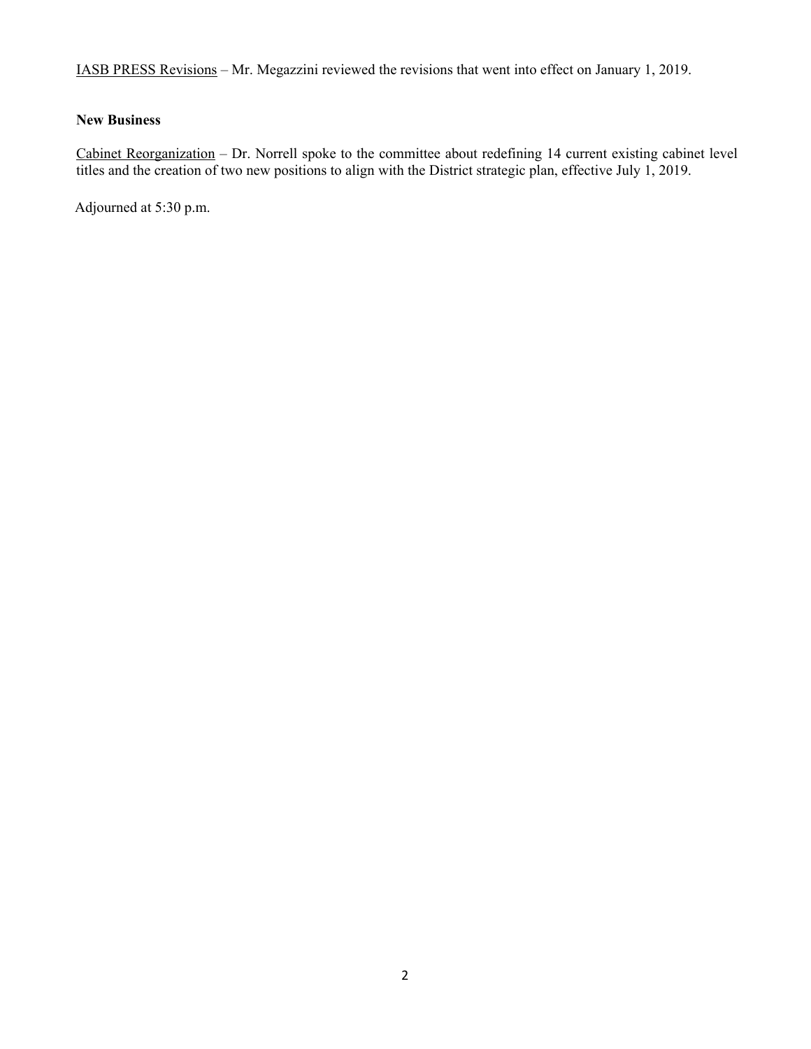IASB PRESS Revisions – Mr. Megazzini reviewed the revisions that went into effect on January 1, 2019.

**New Business**

Cabinet Reorganization – Dr. Norrell spoke to the committee about redefining 14 current existing cabinet level titles and the creation of two new positions to align with the District strategic plan, effective July 1, 2019.

Adjourned at 5:30 p.m.